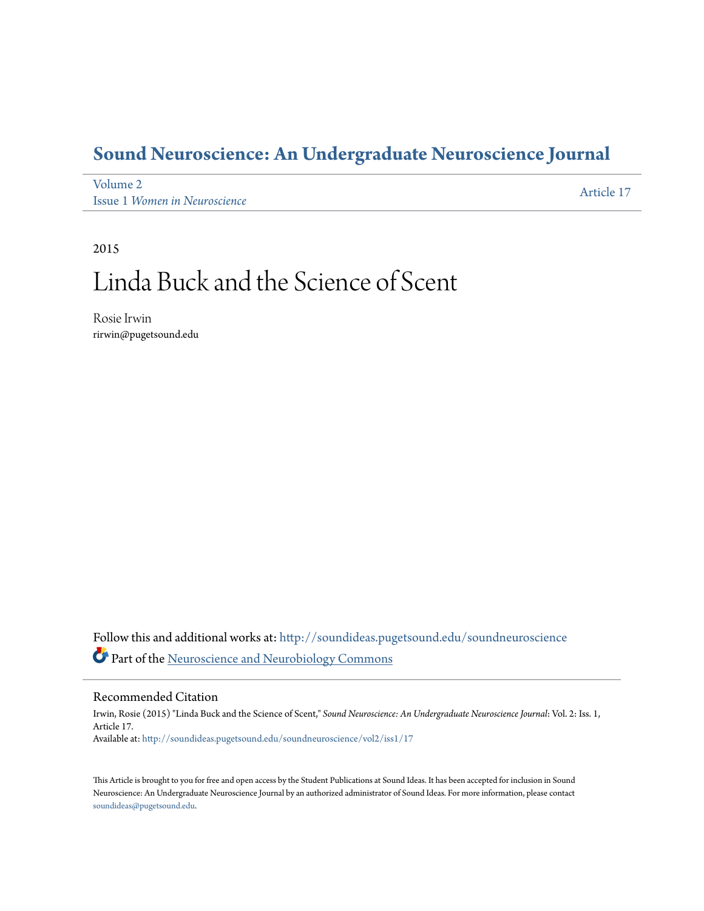# Sound Neuroscience: An Undergraduate Neuroscience Journal

Volume 2
Issue 1 *Women in Neuroscience*

Article 17

2015

# Linda Buck and the Science of Scent

Rosie Irwin
rirwin@pugetsound.edu

Follow this and additional works at: http://soundideas.pugetsound.edu/soundneuroscience

Part of the Neuroscience and Neurobiology Commons

## Recommended Citation

Irwin, Rosie (2015) "Linda Buck and the Science of Scent," *Sound Neuroscience: An Undergraduate Neuroscience Journal*: Vol. 2: Iss. 1, Article 17.
Available at: http://soundideas.pugetsound.edu/soundneuroscience/vol2/iss1/17

This Article is brought to you for free and open access by the Student Publications at Sound Ideas. It has been accepted for inclusion in Sound Neuroscience: An Undergraduate Neuroscience Journal by an authorized administrator of Sound Ideas. For more information, please contact soundideas@pugetsound.edu.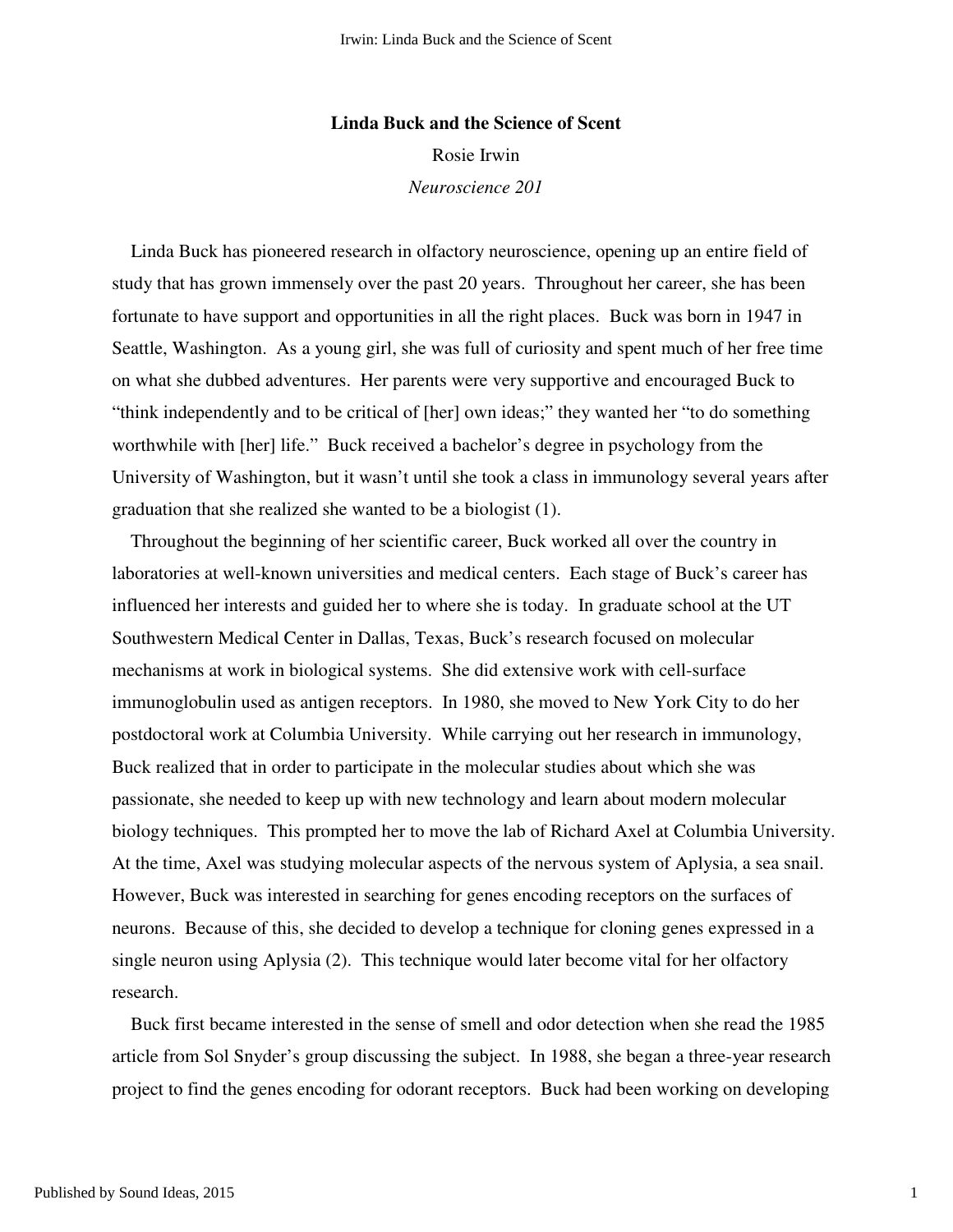**Linda Buck and the Science of Scent**

Rosie Irwin

*Neuroscience 201*

Linda Buck has pioneered research in olfactory neuroscience, opening up an entire field of study that has grown immensely over the past 20 years. Throughout her career, she has been fortunate to have support and opportunities in all the right places. Buck was born in 1947 in Seattle, Washington. As a young girl, she was full of curiosity and spent much of her free time on what she dubbed adventures. Her parents were very supportive and encouraged Buck to "think independently and to be critical of [her] own ideas;" they wanted her "to do something worthwhile with [her] life." Buck received a bachelor's degree in psychology from the University of Washington, but it wasn't until she took a class in immunology several years after graduation that she realized she wanted to be a biologist (1).

Throughout the beginning of her scientific career, Buck worked all over the country in laboratories at well-known universities and medical centers. Each stage of Buck's career has influenced her interests and guided her to where she is today. In graduate school at the UT Southwestern Medical Center in Dallas, Texas, Buck's research focused on molecular mechanisms at work in biological systems. She did extensive work with cell-surface immunoglobulin used as antigen receptors. In 1980, she moved to New York City to do her postdoctoral work at Columbia University. While carrying out her research in immunology, Buck realized that in order to participate in the molecular studies about which she was passionate, she needed to keep up with new technology and learn about modern molecular biology techniques. This prompted her to move the lab of Richard Axel at Columbia University. At the time, Axel was studying molecular aspects of the nervous system of Aplysia, a sea snail. However, Buck was interested in searching for genes encoding receptors on the surfaces of neurons. Because of this, she decided to develop a technique for cloning genes expressed in a single neuron using Aplysia (2). This technique would later become vital for her olfactory research.

Buck first became interested in the sense of smell and odor detection when she read the 1985 article from Sol Snyder's group discussing the subject. In 1988, she began a three-year research project to find the genes encoding for odorant receptors. Buck had been working on developing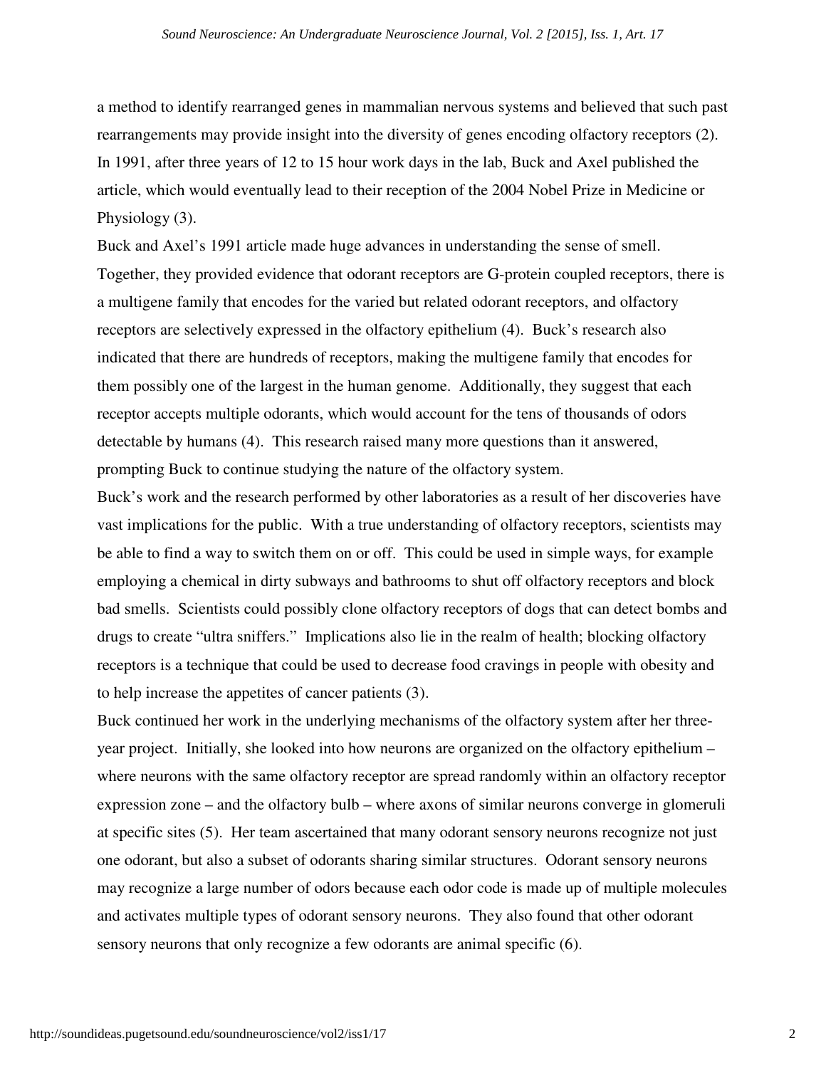a method to identify rearranged genes in mammalian nervous systems and believed that such past rearrangements may provide insight into the diversity of genes encoding olfactory receptors (2). In 1991, after three years of 12 to 15 hour work days in the lab, Buck and Axel published the article, which would eventually lead to their reception of the 2004 Nobel Prize in Medicine or Physiology (3).

Buck and Axel's 1991 article made huge advances in understanding the sense of smell. Together, they provided evidence that odorant receptors are G-protein coupled receptors, there is a multigene family that encodes for the varied but related odorant receptors, and olfactory receptors are selectively expressed in the olfactory epithelium (4). Buck's research also indicated that there are hundreds of receptors, making the multigene family that encodes for them possibly one of the largest in the human genome. Additionally, they suggest that each receptor accepts multiple odorants, which would account for the tens of thousands of odors detectable by humans (4). This research raised many more questions than it answered, prompting Buck to continue studying the nature of the olfactory system.

Buck's work and the research performed by other laboratories as a result of her discoveries have vast implications for the public. With a true understanding of olfactory receptors, scientists may be able to find a way to switch them on or off. This could be used in simple ways, for example employing a chemical in dirty subways and bathrooms to shut off olfactory receptors and block bad smells. Scientists could possibly clone olfactory receptors of dogs that can detect bombs and drugs to create "ultra sniffers." Implications also lie in the realm of health; blocking olfactory receptors is a technique that could be used to decrease food cravings in people with obesity and to help increase the appetites of cancer patients (3).

Buck continued her work in the underlying mechanisms of the olfactory system after her three-year project. Initially, she looked into how neurons are organized on the olfactory epithelium – where neurons with the same olfactory receptor are spread randomly within an olfactory receptor expression zone – and the olfactory bulb – where axons of similar neurons converge in glomeruli at specific sites (5). Her team ascertained that many odorant sensory neurons recognize not just one odorant, but also a subset of odorants sharing similar structures. Odorant sensory neurons may recognize a large number of odors because each odor code is made up of multiple molecules and activates multiple types of odorant sensory neurons. They also found that other odorant sensory neurons that only recognize a few odorants are animal specific (6).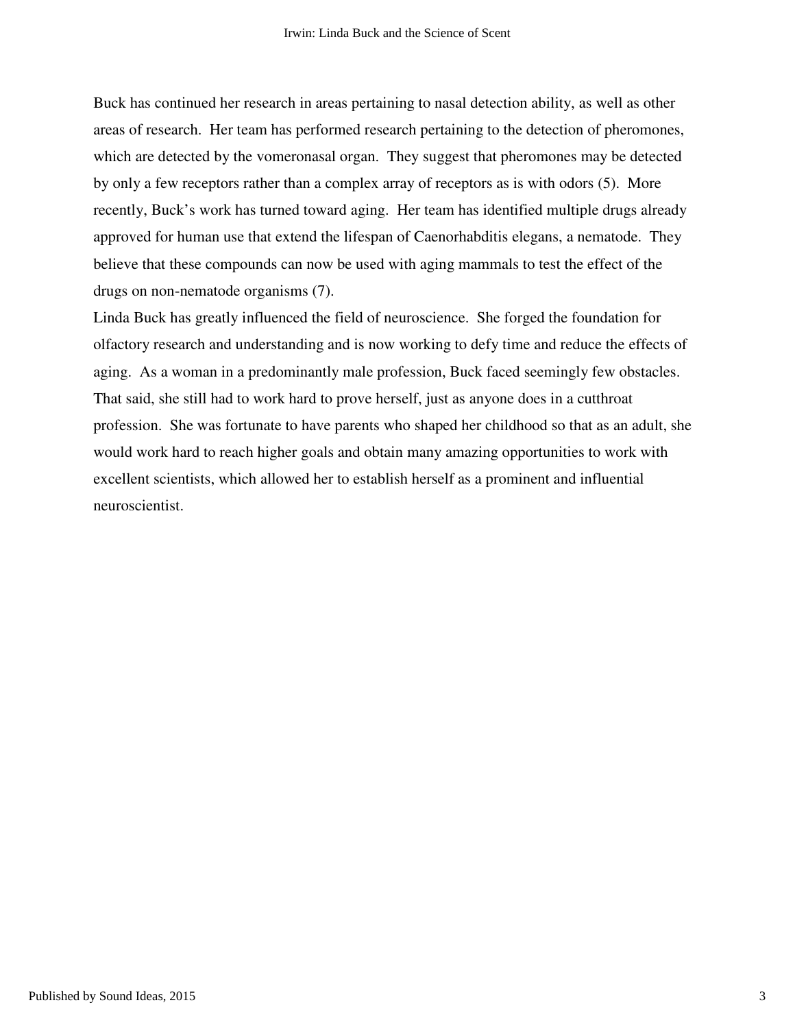Buck has continued her research in areas pertaining to nasal detection ability, as well as other areas of research. Her team has performed research pertaining to the detection of pheromones, which are detected by the vomeronasal organ. They suggest that pheromones may be detected by only a few receptors rather than a complex array of receptors as is with odors (5). More recently, Buck's work has turned toward aging. Her team has identified multiple drugs already approved for human use that extend the lifespan of Caenorhabditis elegans, a nematode. They believe that these compounds can now be used with aging mammals to test the effect of the drugs on non-nematode organisms (7).

Linda Buck has greatly influenced the field of neuroscience. She forged the foundation for olfactory research and understanding and is now working to defy time and reduce the effects of aging. As a woman in a predominantly male profession, Buck faced seemingly few obstacles. That said, she still had to work hard to prove herself, just as anyone does in a cutthroat profession. She was fortunate to have parents who shaped her childhood so that as an adult, she would work hard to reach higher goals and obtain many amazing opportunities to work with excellent scientists, which allowed her to establish herself as a prominent and influential neuroscientist.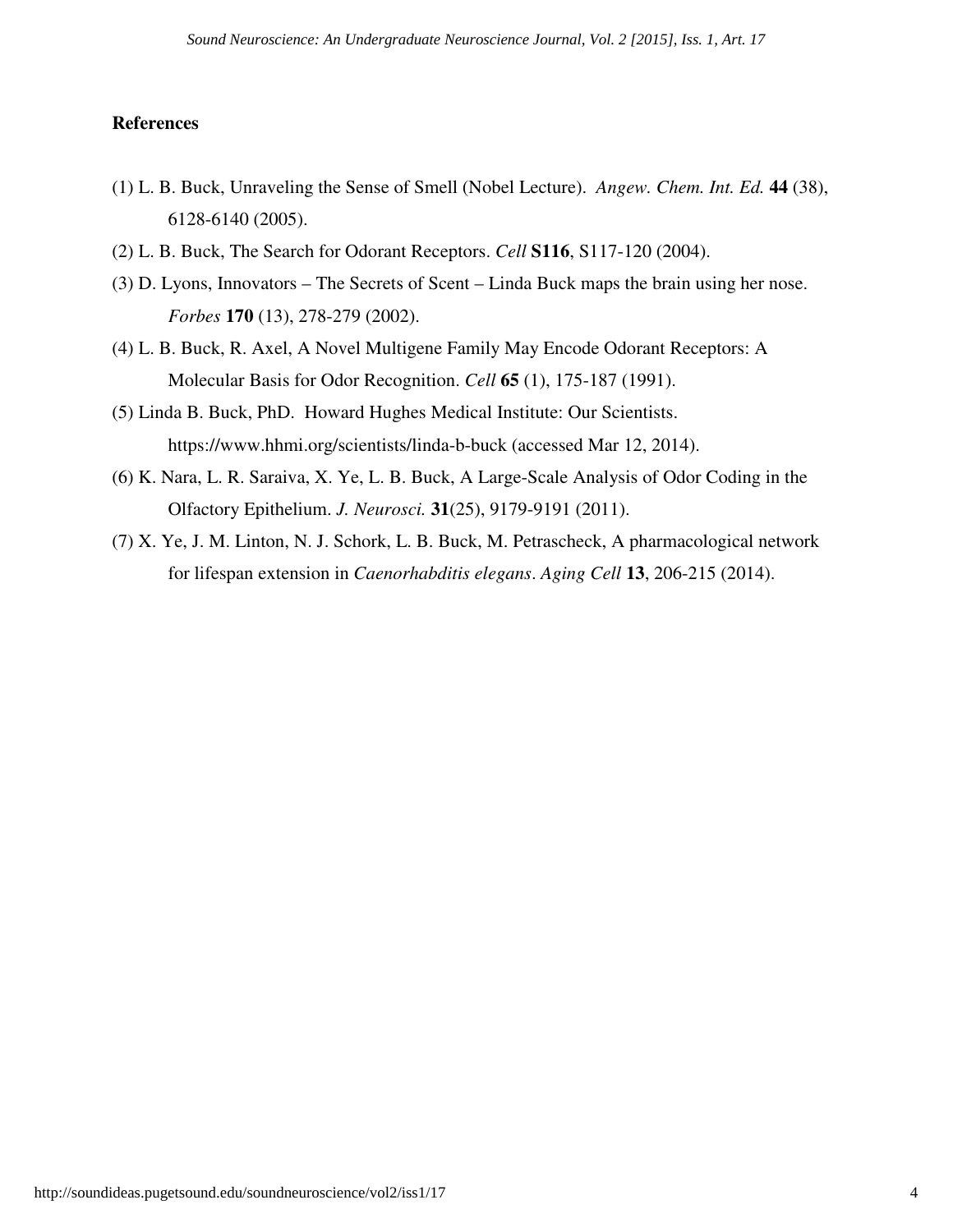**References**

(1) L. B. Buck, Unraveling the Sense of Smell (Nobel Lecture). *Angew. Chem. Int. Ed.* **44** (38), 6128-6140 (2005).

(2) L. B. Buck, The Search for Odorant Receptors. *Cell* **S116**, S117-120 (2004).

(3) D. Lyons, Innovators – The Secrets of Scent – Linda Buck maps the brain using her nose. *Forbes* **170** (13), 278-279 (2002).

(4) L. B. Buck, R. Axel, A Novel Multigene Family May Encode Odorant Receptors: A Molecular Basis for Odor Recognition. *Cell* **65** (1), 175-187 (1991).

(5) Linda B. Buck, PhD. Howard Hughes Medical Institute: Our Scientists. https://www.hhmi.org/scientists/linda-b-buck (accessed Mar 12, 2014).

(6) K. Nara, L. R. Saraiva, X. Ye, L. B. Buck, A Large-Scale Analysis of Odor Coding in the Olfactory Epithelium. *J. Neurosci.* **31**(25), 9179-9191 (2011).

(7) X. Ye, J. M. Linton, N. J. Schork, L. B. Buck, M. Petrascheck, A pharmacological network for lifespan extension in *Caenorhabditis elegans*. *Aging Cell* **13**, 206-215 (2014).